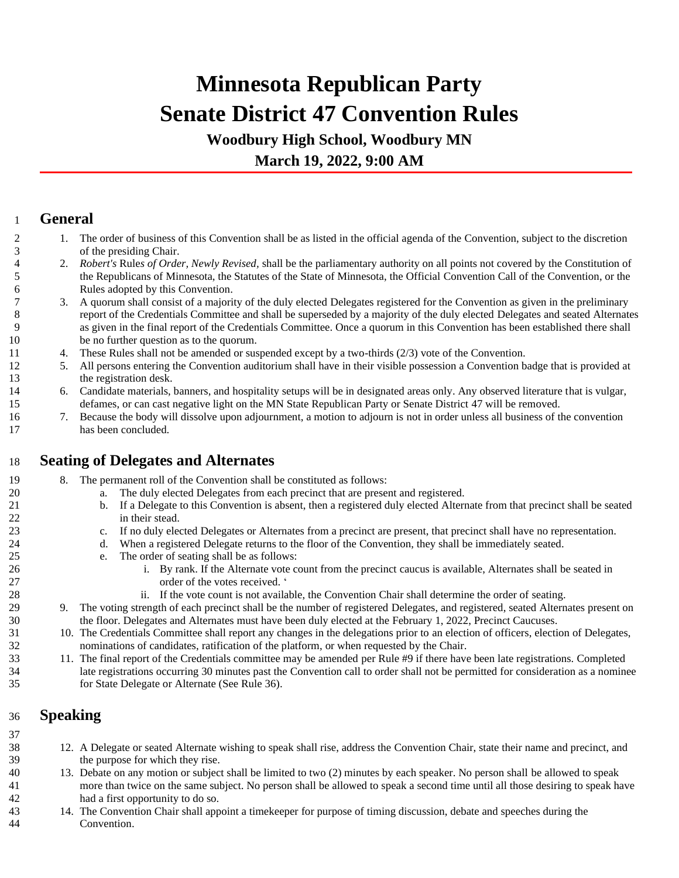# Minnesota Republican Party
# Senate District 47 Convention Rules

### Woodbury High School, Woodbury MN

### March 19, 2022, 9:00 AM

## General

1. The order of business of this Convention shall be as listed in the official agenda of the Convention, subject to the discretion of the presiding Chair.
2. *Robert's* Rule*s of Order, Newly Revised*, shall be the parliamentary authority on all points not covered by the Constitution of the Republicans of Minnesota, the Statutes of the State of Minnesota, the Official Convention Call of the Convention, or the Rules adopted by this Convention.
3. A quorum shall consist of a majority of the duly elected Delegates registered for the Convention as given in the preliminary report of the Credentials Committee and shall be superseded by a majority of the duly elected Delegates and seated Alternates as given in the final report of the Credentials Committee. Once a quorum in this Convention has been established there shall be no further question as to the quorum.
4. These Rules shall not be amended or suspended except by a two-thirds (2/3) vote of the Convention.
5. All persons entering the Convention auditorium shall have in their visible possession a Convention badge that is provided at the registration desk.
6. Candidate materials, banners, and hospitality setups will be in designated areas only. Any observed literature that is vulgar, defames, or can cast negative light on the MN State Republican Party or Senate District 47 will be removed.
7. Because the body will dissolve upon adjournment, a motion to adjourn is not in order unless all business of the convention has been concluded.

## Seating of Delegates and Alternates

8. The permanent roll of the Convention shall be constituted as follows:
    a. The duly elected Delegates from each precinct that are present and registered.
    b. If a Delegate to this Convention is absent, then a registered duly elected Alternate from that precinct shall be seated in their stead.
    c. If no duly elected Delegates or Alternates from a precinct are present, that precinct shall have no representation.
    d. When a registered Delegate returns to the floor of the Convention, they shall be immediately seated.
    e. The order of seating shall be as follows:
        i. By rank. If the Alternate vote count from the precinct caucus is available, Alternates shall be seated in order of the votes received. '
        ii. If the vote count is not available, the Convention Chair shall determine the order of seating.
9. The voting strength of each precinct shall be the number of registered Delegates, and registered, seated Alternates present on the floor. Delegates and Alternates must have been duly elected at the February 1, 2022, Precinct Caucuses.
10. The Credentials Committee shall report any changes in the delegations prior to an election of officers, election of Delegates, nominations of candidates, ratification of the platform, or when requested by the Chair.
11. The final report of the Credentials committee may be amended per Rule #9 if there have been late registrations. Completed late registrations occurring 30 minutes past the Convention call to order shall not be permitted for consideration as a nominee for State Delegate or Alternate (See Rule 36).

## Speaking

12. A Delegate or seated Alternate wishing to speak shall rise, address the Convention Chair, state their name and precinct, and the purpose for which they rise.
13. Debate on any motion or subject shall be limited to two (2) minutes by each speaker. No person shall be allowed to speak more than twice on the same subject. No person shall be allowed to speak a second time until all those desiring to speak have had a first opportunity to do so.
14. The Convention Chair shall appoint a timekeeper for purpose of timing discussion, debate and speeches during the Convention.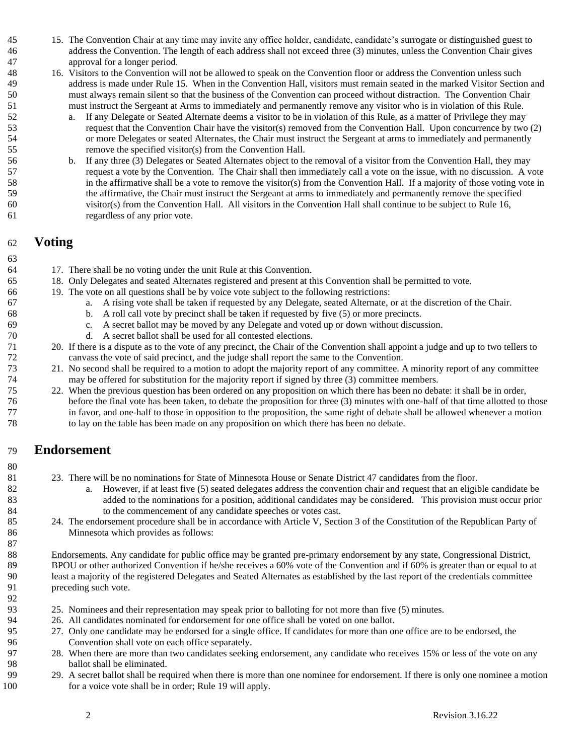15. The Convention Chair at any time may invite any office holder, candidate, candidate's surrogate or distinguished guest to address the Convention. The length of each address shall not exceed three (3) minutes, unless the Convention Chair gives approval for a longer period.
16. Visitors to the Convention will not be allowed to speak on the Convention floor or address the Convention unless such address is made under Rule 15. When in the Convention Hall, visitors must remain seated in the marked Visitor Section and must always remain silent so that the business of the Convention can proceed without distraction. The Convention Chair must instruct the Sergeant at Arms to immediately and permanently remove any visitor who is in violation of this Rule.
    a. If any Delegate or Seated Alternate deems a visitor to be in violation of this Rule, as a matter of Privilege they may request that the Convention Chair have the visitor(s) removed from the Convention Hall. Upon concurrence by two (2) or more Delegates or seated Alternates, the Chair must instruct the Sergeant at arms to immediately and permanently remove the specified visitor(s) from the Convention Hall.
    b. If any three (3) Delegates or Seated Alternates object to the removal of a visitor from the Convention Hall, they may request a vote by the Convention. The Chair shall then immediately call a vote on the issue, with no discussion. A vote in the affirmative shall be a vote to remove the visitor(s) from the Convention Hall. If a majority of those voting vote in the affirmative, the Chair must instruct the Sergeant at arms to immediately and permanently remove the specified visitor(s) from the Convention Hall. All visitors in the Convention Hall shall continue to be subject to Rule 16, regardless of any prior vote.

# Voting

17. There shall be no voting under the unit Rule at this Convention.
18. Only Delegates and seated Alternates registered and present at this Convention shall be permitted to vote.
19. The vote on all questions shall be by voice vote subject to the following restrictions:
    a. A rising vote shall be taken if requested by any Delegate, seated Alternate, or at the discretion of the Chair.
    b. A roll call vote by precinct shall be taken if requested by five (5) or more precincts.
    c. A secret ballot may be moved by any Delegate and voted up or down without discussion.
    d. A secret ballot shall be used for all contested elections.
20. If there is a dispute as to the vote of any precinct, the Chair of the Convention shall appoint a judge and up to two tellers to canvass the vote of said precinct, and the judge shall report the same to the Convention.
21. No second shall be required to a motion to adopt the majority report of any committee. A minority report of any committee may be offered for substitution for the majority report if signed by three (3) committee members.
22. When the previous question has been ordered on any proposition on which there has been no debate: it shall be in order, before the final vote has been taken, to debate the proposition for three (3) minutes with one-half of that time allotted to those in favor, and one-half to those in opposition to the proposition, the same right of debate shall be allowed whenever a motion to lay on the table has been made on any proposition on which there has been no debate.

# Endorsement

23. There will be no nominations for State of Minnesota House or Senate District 47 candidates from the floor.
    a. However, if at least five (5) seated delegates address the convention chair and request that an eligible candidate be added to the nominations for a position, additional candidates may be considered. This provision must occur prior to the commencement of any candidate speeches or votes cast.
24. The endorsement procedure shall be in accordance with Article V, Section 3 of the Constitution of the Republican Party of Minnesota which provides as follows:

Endorsements. Any candidate for public office may be granted pre-primary endorsement by any state, Congressional District, BPOU or other authorized Convention if he/she receives a 60% vote of the Convention and if 60% is greater than or equal to at least a majority of the registered Delegates and Seated Alternates as established by the last report of the credentials committee preceding such vote.

25. Nominees and their representation may speak prior to balloting for not more than five (5) minutes.
26. All candidates nominated for endorsement for one office shall be voted on one ballot.
27. Only one candidate may be endorsed for a single office. If candidates for more than one office are to be endorsed, the Convention shall vote on each office separately.
28. When there are more than two candidates seeking endorsement, any candidate who receives 15% or less of the vote on any ballot shall be eliminated.
29. A secret ballot shall be required when there is more than one nominee for endorsement. If there is only one nominee a motion for a voice vote shall be in order; Rule 19 will apply.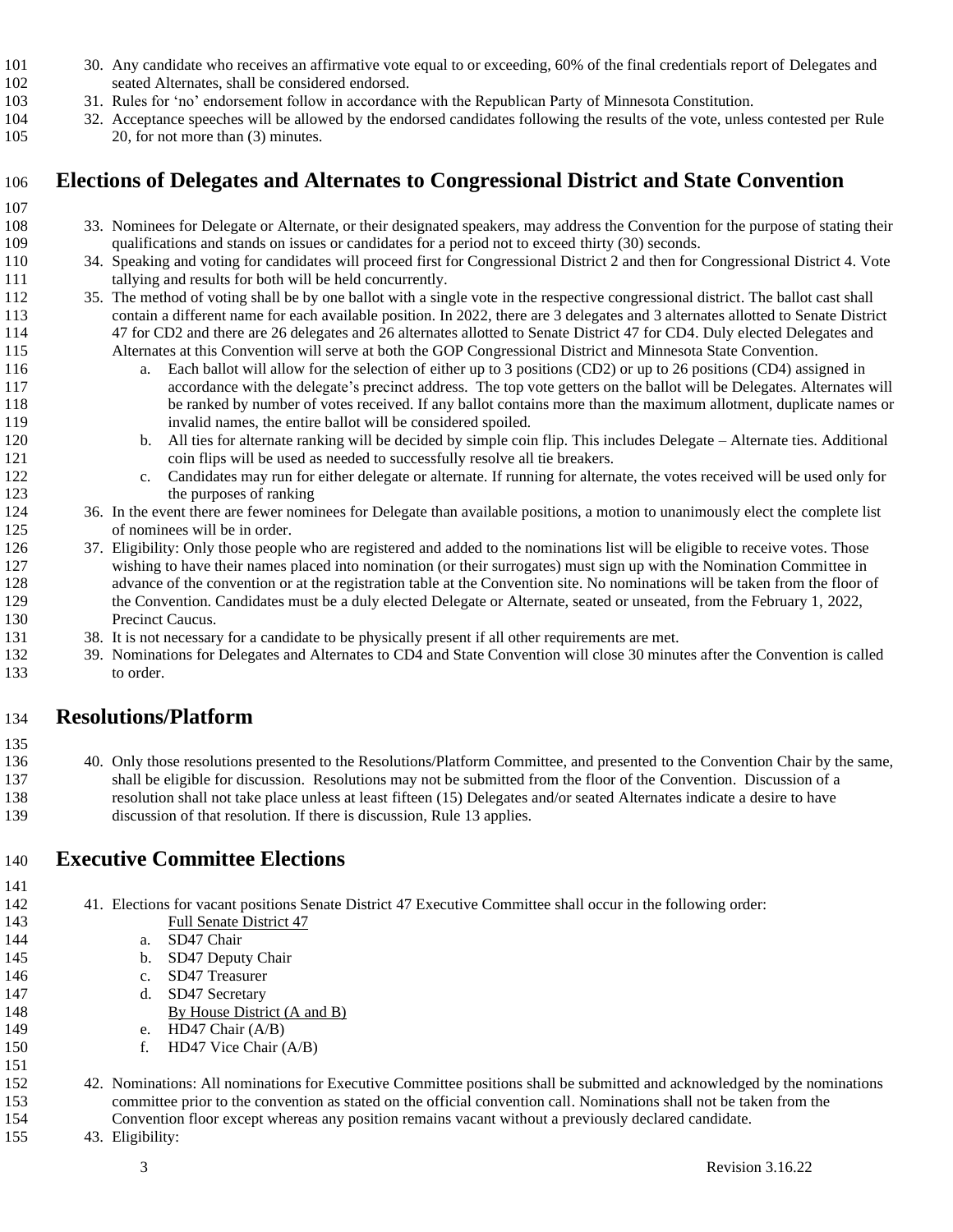30. Any candidate who receives an affirmative vote equal to or exceeding, 60% of the final credentials report of Delegates and seated Alternates, shall be considered endorsed.
31. Rules for 'no' endorsement follow in accordance with the Republican Party of Minnesota Constitution.
32. Acceptance speeches will be allowed by the endorsed candidates following the results of the vote, unless contested per Rule 20, for not more than (3) minutes.

## Elections of Delegates and Alternates to Congressional District and State Convention

33. Nominees for Delegate or Alternate, or their designated speakers, may address the Convention for the purpose of stating their qualifications and stands on issues or candidates for a period not to exceed thirty (30) seconds.
34. Speaking and voting for candidates will proceed first for Congressional District 2 and then for Congressional District 4. Vote tallying and results for both will be held concurrently.
35. The method of voting shall be by one ballot with a single vote in the respective congressional district. The ballot cast shall contain a different name for each available position. In 2022, there are 3 delegates and 3 alternates allotted to Senate District 47 for CD2 and there are 26 delegates and 26 alternates allotted to Senate District 47 for CD4. Duly elected Delegates and Alternates at this Convention will serve at both the GOP Congressional District and Minnesota State Convention.
    a. Each ballot will allow for the selection of either up to 3 positions (CD2) or up to 26 positions (CD4) assigned in accordance with the delegate's precinct address. The top vote getters on the ballot will be Delegates. Alternates will be ranked by number of votes received. If any ballot contains more than the maximum allotment, duplicate names or invalid names, the entire ballot will be considered spoiled.
    b. All ties for alternate ranking will be decided by simple coin flip. This includes Delegate – Alternate ties. Additional coin flips will be used as needed to successfully resolve all tie breakers.
    c. Candidates may run for either delegate or alternate. If running for alternate, the votes received will be used only for the purposes of ranking
36. In the event there are fewer nominees for Delegate than available positions, a motion to unanimously elect the complete list of nominees will be in order.
37. Eligibility: Only those people who are registered and added to the nominations list will be eligible to receive votes. Those wishing to have their names placed into nomination (or their surrogates) must sign up with the Nomination Committee in advance of the convention or at the registration table at the Convention site. No nominations will be taken from the floor of the Convention. Candidates must be a duly elected Delegate or Alternate, seated or unseated, from the February 1, 2022, Precinct Caucus.
38. It is not necessary for a candidate to be physically present if all other requirements are met.
39. Nominations for Delegates and Alternates to CD4 and State Convention will close 30 minutes after the Convention is called to order.

## Resolutions/Platform

40. Only those resolutions presented to the Resolutions/Platform Committee, and presented to the Convention Chair by the same, shall be eligible for discussion. Resolutions may not be submitted from the floor of the Convention. Discussion of a resolution shall not take place unless at least fifteen (15) Delegates and/or seated Alternates indicate a desire to have discussion of that resolution. If there is discussion, Rule 13 applies.

## Executive Committee Elections

41. Elections for vacant positions Senate District 47 Executive Committee shall occur in the following order:

    Full Senate District 47

    a. SD47 Chair
    b. SD47 Deputy Chair
    c. SD47 Treasurer
    d. SD47 Secretary

    By House District (A and B)

    e. HD47 Chair (A/B)
    f. HD47 Vice Chair (A/B)

42. Nominations: All nominations for Executive Committee positions shall be submitted and acknowledged by the nominations committee prior to the convention as stated on the official convention call. Nominations shall not be taken from the Convention floor except whereas any position remains vacant without a previously declared candidate.
43. Eligibility: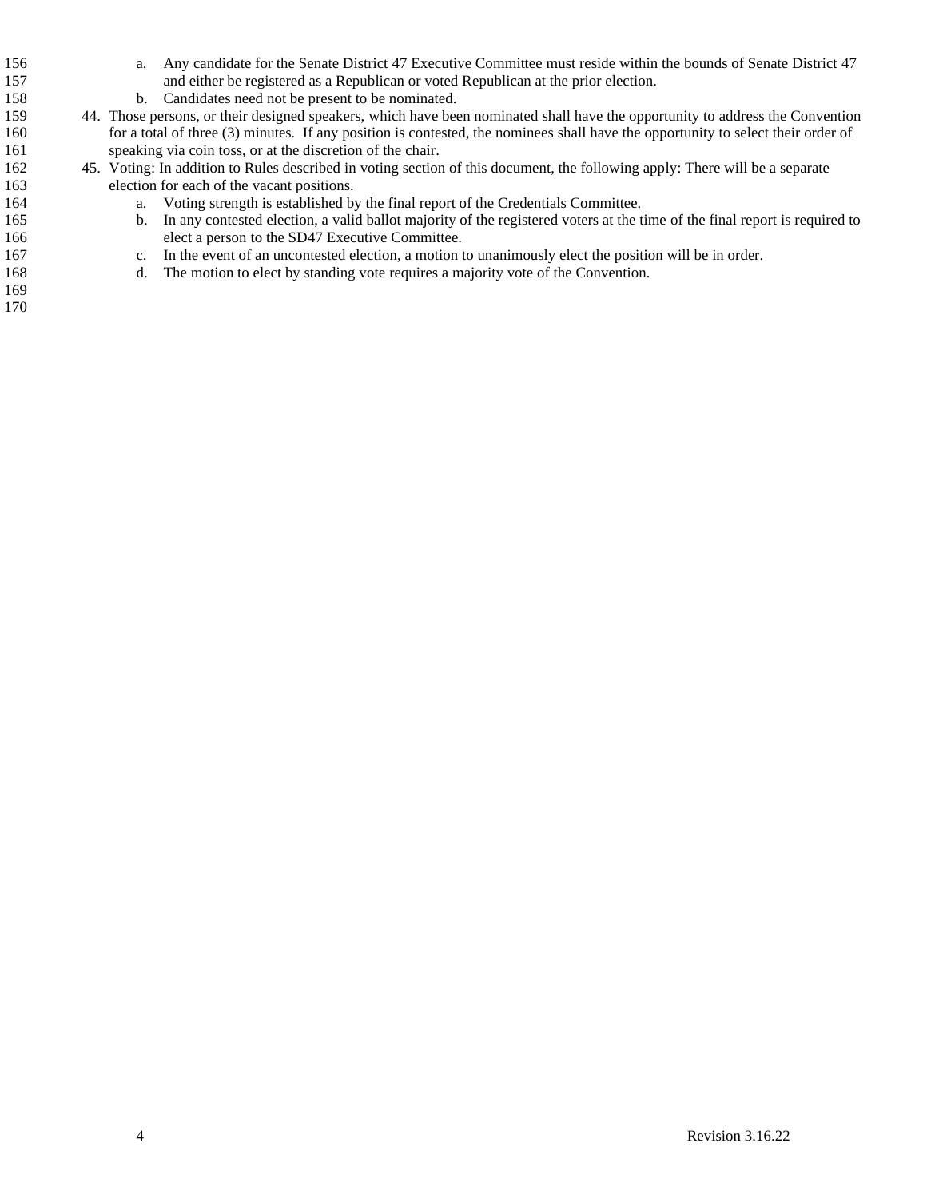a. Any candidate for the Senate District 47 Executive Committee must reside within the bounds of Senate District 47 and either be registered as a Republican or voted Republican at the prior election.
   b. Candidates need not be present to be nominated.

44. Those persons, or their designed speakers, which have been nominated shall have the opportunity to address the Convention for a total of three (3) minutes. If any position is contested, the nominees shall have the opportunity to select their order of speaking via coin toss, or at the discretion of the chair.
45. Voting: In addition to Rules described in voting section of this document, the following apply: There will be a separate election for each of the vacant positions.
   a. Voting strength is established by the final report of the Credentials Committee.
   b. In any contested election, a valid ballot majority of the registered voters at the time of the final report is required to elect a person to the SD47 Executive Committee.
   c. In the event of an uncontested election, a motion to unanimously elect the position will be in order.
   d. The motion to elect by standing vote requires a majority vote of the Convention.

Revision 3.16.22